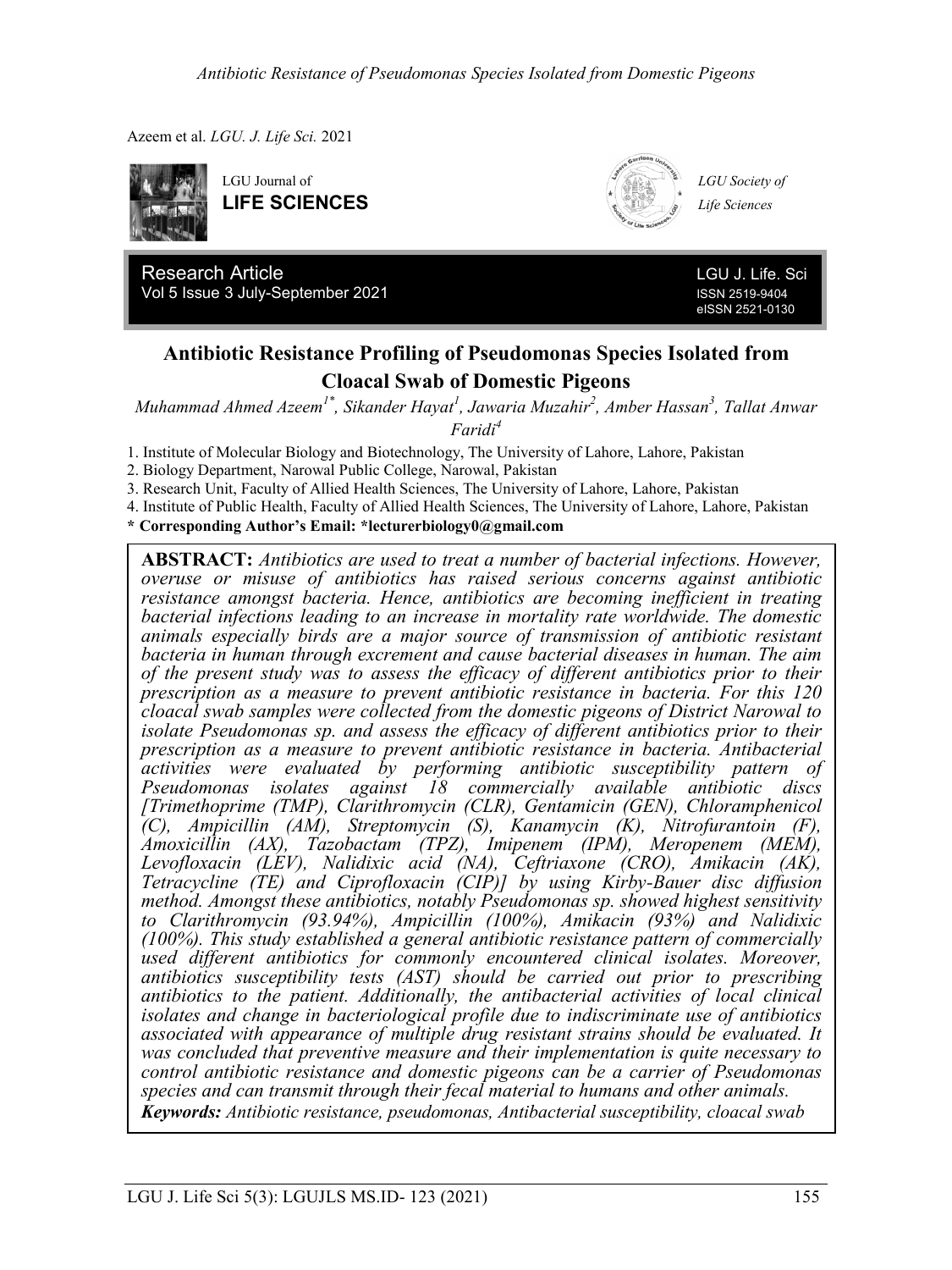LGU Journal of
**LIFE SCIENCES**

LGU Society of Life Sciences

Research Article
Vol 5 Issue 3 July-September 2021

LGU J. Life. Sci
ISSN 2519-9404
eISSN 2521-0130

# Antibiotic Resistance Profiling of Pseudomonas Species Isolated from Cloacal Swab of Domestic Pigeons

*Muhammad Ahmed Azeem[1*], Sikander Hayat[1], Jawaria Muzahir[2], Amber Hassan[3], Tallat Anwar Faridi[4]*

1. Institute of Molecular Biology and Biotechnology, The University of Lahore, Lahore, Pakistan
2. Biology Department, Narowal Public College, Narowal, Pakistan
3. Research Unit, Faculty of Allied Health Sciences, The University of Lahore, Lahore, Pakistan
4. Institute of Public Health, Faculty of Allied Health Sciences, The University of Lahore, Lahore, Pakistan

**\* Corresponding Author's Email: \*lecturerbiology0@gmail.com**

**ABSTRACT:** *Antibiotics are used to treat a number of bacterial infections. However, overuse or misuse of antibiotics has raised serious concerns against antibiotic resistance amongst bacteria. Hence, antibiotics are becoming inefficient in treating bacterial infections leading to an increase in mortality rate worldwide. The domestic animals especially birds are a major source of transmission of antibiotic resistant bacteria in human through excrement and cause bacterial diseases in human. The aim of the present study was to assess the efficacy of different antibiotics prior to their prescription as a measure to prevent antibiotic resistance in bacteria. For this 120 cloacal swab samples were collected from the domestic pigeons of District Narowal to isolate Pseudomonas sp. and assess the efficacy of different antibiotics prior to their prescription as a measure to prevent antibiotic resistance in bacteria. Antibacterial activities were evaluated by performing antibiotic susceptibility pattern of Pseudomonas isolates against 18 commercially available antibiotic discs [Trimethoprime (TMP), Clarithromycin (CLR), Gentamicin (GEN), Chloramphenicol (C), Ampicillin (AM), Streptomycin (S), Kanamycin (K), Nitrofurantoin (F), Amoxicillin (AX), Tazobactam (TPZ), Imipenem (IPM), Meropenem (MEM), Levofloxacin (LEV), Nalidixic acid (NA), Ceftriaxone (CRO), Amikacin (AK), Tetracycline (TE) and Ciprofloxacin (CIP)] by using Kirby-Bauer disc diffusion method. Amongst these antibiotics, notably Pseudomonas sp. showed highest sensitivity to Clarithromycin (93.94%), Ampicillin (100%), Amikacin (93%) and Nalidixic (100%). This study established a general antibiotic resistance pattern of commercially used different antibiotics for commonly encountered clinical isolates. Moreover, antibiotics susceptibility tests (AST) should be carried out prior to prescribing antibiotics to the patient. Additionally, the antibacterial activities of local clinical isolates and change in bacteriological profile due to indiscriminate use of antibiotics associated with appearance of multiple drug resistant strains should be evaluated. It was concluded that preventive measure and their implementation is quite necessary to control antibiotic resistance and domestic pigeons can be a carrier of Pseudomonas species and can transmit through their fecal material to humans and other animals.*

***Keywords:*** *Antibiotic resistance, pseudomonas, Antibacterial susceptibility, cloacal swab*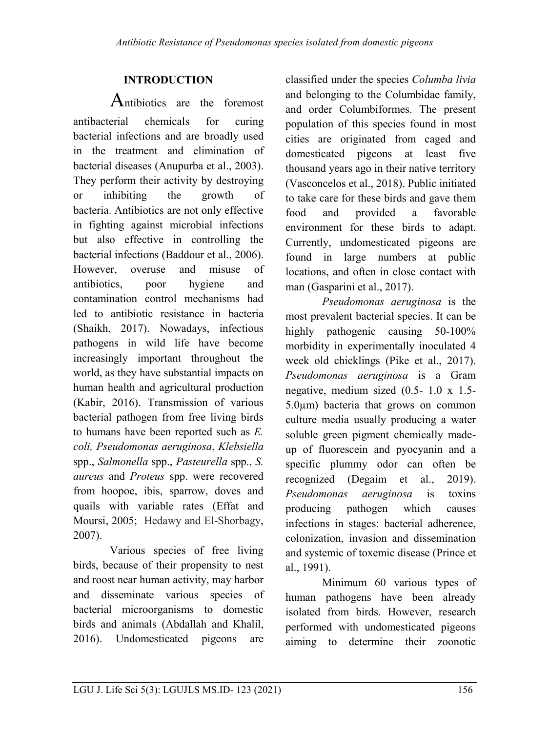## INTRODUCTION

Antibiotics are the foremost antibacterial chemicals for curing bacterial infections and are broadly used in the treatment and elimination of bacterial diseases (Anupurba et al., 2003). They perform their activity by destroying or inhibiting the growth of bacteria. Antibiotics are not only effective in fighting against microbial infections but also effective in controlling the bacterial infections (Baddour et al., 2006). However, overuse and misuse of antibiotics, poor hygiene and contamination control mechanisms had led to antibiotic resistance in bacteria (Shaikh, 2017). Nowadays, infectious pathogens in wild life have become increasingly important throughout the world, as they have substantial impacts on human health and agricultural production (Kabir, 2016). Transmission of various bacterial pathogen from free living birds to humans have been reported such as *E. coli, Pseudomonas aeruginosa*, *Klebsiella* spp., *Salmonella* spp., *Pasteurella* spp., *S. aureus* and *Proteus* spp. were recovered from hoopoe, ibis, sparrow, doves and quails with variable rates (Effat and Moursi, 2005; Hedawy and El-Shorbagy, 2007).

Various species of free living birds, because of their propensity to nest and roost near human activity, may harbor and disseminate various species of bacterial microorganisms to domestic birds and animals (Abdallah and Khalil, 2016). Undomesticated pigeons are classified under the species *Columba livia* and belonging to the Columbidae family, and order Columbiformes. The present population of this species found in most cities are originated from caged and domesticated pigeons at least five thousand years ago in their native territory (Vasconcelos et al., 2018). Public initiated to take care for these birds and gave them food and provided a favorable environment for these birds to adapt. Currently, undomesticated pigeons are found in large numbers at public locations, and often in close contact with man (Gasparini et al., 2017).

*Pseudomonas aeruginosa* is the most prevalent bacterial species. It can be highly pathogenic causing 50-100% morbidity in experimentally inoculated 4 week old chicklings (Pike et al., 2017). *Pseudomonas aeruginosa* is a Gram negative, medium sized (0.5- 1.0 x 1.5- 5.0µm) bacteria that grows on common culture media usually producing a water soluble green pigment chemically made-up of fluorescein and pyocyanin and a specific plummy odor can often be recognized (Degaim et al., 2019). *Pseudomonas aeruginosa* is toxins producing pathogen which causes infections in stages: bacterial adherence, colonization, invasion and dissemination and systemic of toxemic disease (Prince et al., 1991).

Minimum 60 various types of human pathogens have been already isolated from birds. However, research performed with undomesticated pigeons aiming to determine their zoonotic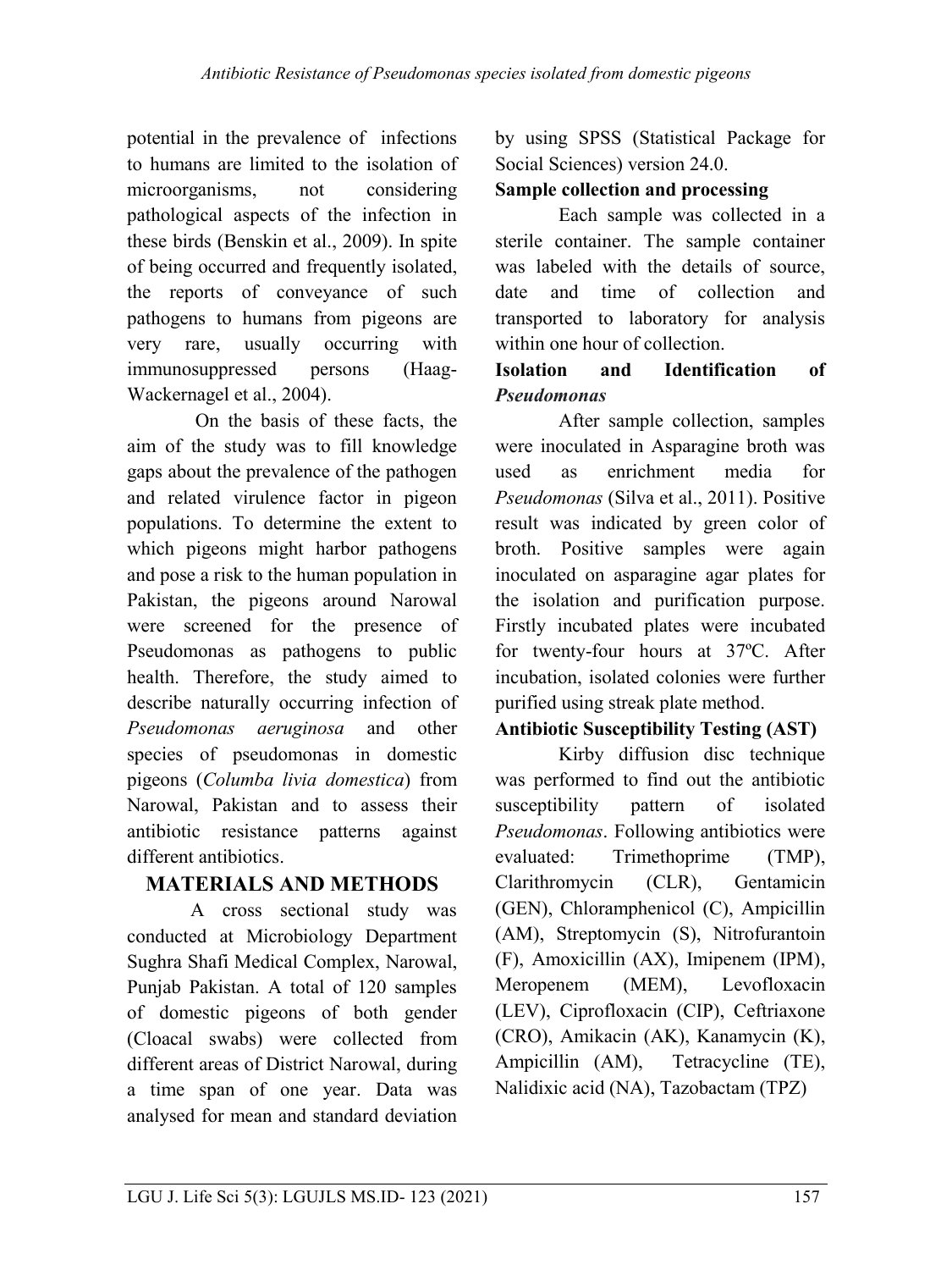potential in the prevalence of infections to humans are limited to the isolation of microorganisms, not considering pathological aspects of the infection in these birds (Benskin et al., 2009). In spite of being occurred and frequently isolated, the reports of conveyance of such pathogens to humans from pigeons are very rare, usually occurring with immunosuppressed persons (Haag-Wackernagel et al., 2004).

On the basis of these facts, the aim of the study was to fill knowledge gaps about the prevalence of the pathogen and related virulence factor in pigeon populations. To determine the extent to which pigeons might harbor pathogens and pose a risk to the human population in Pakistan, the pigeons around Narowal were screened for the presence of Pseudomonas as pathogens to public health. Therefore, the study aimed to describe naturally occurring infection of *Pseudomonas aeruginosa* and other species of pseudomonas in domestic pigeons (*Columba livia domestica*) from Narowal, Pakistan and to assess their antibiotic resistance patterns against different antibiotics.

## MATERIALS AND METHODS

A cross sectional study was conducted at Microbiology Department Sughra Shafi Medical Complex, Narowal, Punjab Pakistan. A total of 120 samples of domestic pigeons of both gender (Cloacal swabs) were collected from different areas of District Narowal, during a time span of one year. Data was analysed for mean and standard deviation by using SPSS (Statistical Package for Social Sciences) version 24.0.

### Sample collection and processing

Each sample was collected in a sterile container. The sample container was labeled with the details of source, date and time of collection and transported to laboratory for analysis within one hour of collection.

### Isolation and Identification of *Pseudomonas*

After sample collection, samples were inoculated in Asparagine broth was used as enrichment media for *Pseudomonas* (Silva et al., 2011). Positive result was indicated by green color of broth. Positive samples were again inoculated on asparagine agar plates for the isolation and purification purpose. Firstly incubated plates were incubated for twenty-four hours at 37ºC. After incubation, isolated colonies were further purified using streak plate method.

### Antibiotic Susceptibility Testing (AST)

Kirby diffusion disc technique was performed to find out the antibiotic susceptibility pattern of isolated *Pseudomonas*. Following antibiotics were evaluated: Trimethoprime (TMP), Clarithromycin (CLR), Gentamicin (GEN), Chloramphenicol (C), Ampicillin (AM), Streptomycin (S), Nitrofurantoin (F), Amoxicillin (AX), Imipenem (IPM), Meropenem (MEM), Levofloxacin (LEV), Ciprofloxacin (CIP), Ceftriaxone (CRO), Amikacin (AK), Kanamycin (K), Ampicillin (AM), Tetracycline (TE), Nalidixic acid (NA), Tazobactam (TPZ)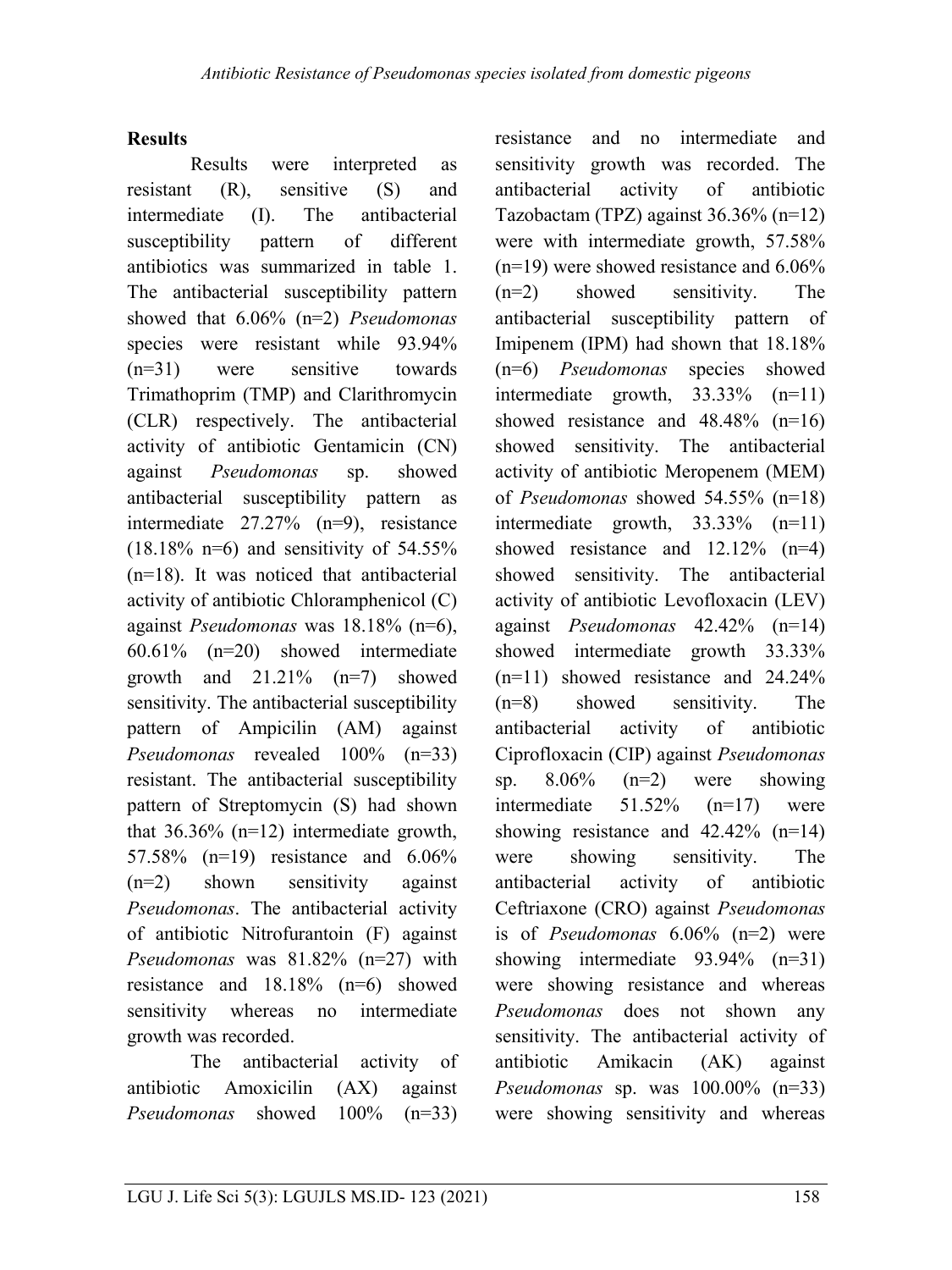## Results

Results were interpreted as resistant (R), sensitive (S) and intermediate (I). The antibacterial susceptibility pattern of different antibiotics was summarized in table 1. The antibacterial susceptibility pattern showed that 6.06% (n=2) *Pseudomonas* species were resistant while 93.94% (n=31) were sensitive towards Trimathoprim (TMP) and Clarithromycin (CLR) respectively. The antibacterial activity of antibiotic Gentamicin (CN) against *Pseudomonas* sp. showed antibacterial susceptibility pattern as intermediate 27.27% (n=9), resistance (18.18% n=6) and sensitivity of 54.55% (n=18). It was noticed that antibacterial activity of antibiotic Chloramphenicol (C) against *Pseudomonas* was 18.18% (n=6), 60.61% (n=20) showed intermediate growth and 21.21% (n=7) showed sensitivity. The antibacterial susceptibility pattern of Ampicilin (AM) against *Pseudomonas* revealed 100% (n=33) resistant. The antibacterial susceptibility pattern of Streptomycin (S) had shown that 36.36% (n=12) intermediate growth, 57.58% (n=19) resistance and 6.06% (n=2) shown sensitivity against *Pseudomonas*. The antibacterial activity of antibiotic Nitrofurantoin (F) against *Pseudomonas* was 81.82% (n=27) with resistance and 18.18% (n=6) showed sensitivity whereas no intermediate growth was recorded.

The antibacterial activity of antibiotic Amoxicilin (AX) against *Pseudomonas* showed 100% (n=33) resistance and no intermediate and sensitivity growth was recorded. The antibacterial activity of antibiotic Tazobactam (TPZ) against 36.36% (n=12) were with intermediate growth, 57.58% (n=19) were showed resistance and 6.06% (n=2) showed sensitivity. The antibacterial susceptibility pattern of Imipenem (IPM) had shown that 18.18% (n=6) *Pseudomonas* species showed intermediate growth, 33.33% (n=11) showed resistance and 48.48% (n=16) showed sensitivity. The antibacterial activity of antibiotic Meropenem (MEM) of *Pseudomonas* showed 54.55% (n=18) intermediate growth, 33.33% (n=11) showed resistance and 12.12% (n=4) showed sensitivity. The antibacterial activity of antibiotic Levofloxacin (LEV) against *Pseudomonas* 42.42% (n=14) showed intermediate growth 33.33% (n=11) showed resistance and 24.24% (n=8) showed sensitivity. The antibacterial activity of antibiotic Ciprofloxacin (CIP) against *Pseudomonas* sp. 8.06% (n=2) were showing intermediate 51.52% (n=17) were showing resistance and 42.42% (n=14) were showing sensitivity. The antibacterial activity of antibiotic Ceftriaxone (CRO) against *Pseudomonas* is of *Pseudomonas* 6.06% (n=2) were showing intermediate 93.94% (n=31) were showing resistance and whereas *Pseudomonas* does not shown any sensitivity. The antibacterial activity of antibiotic Amikacin (AK) against *Pseudomonas* sp. was 100.00% (n=33) were showing sensitivity and whereas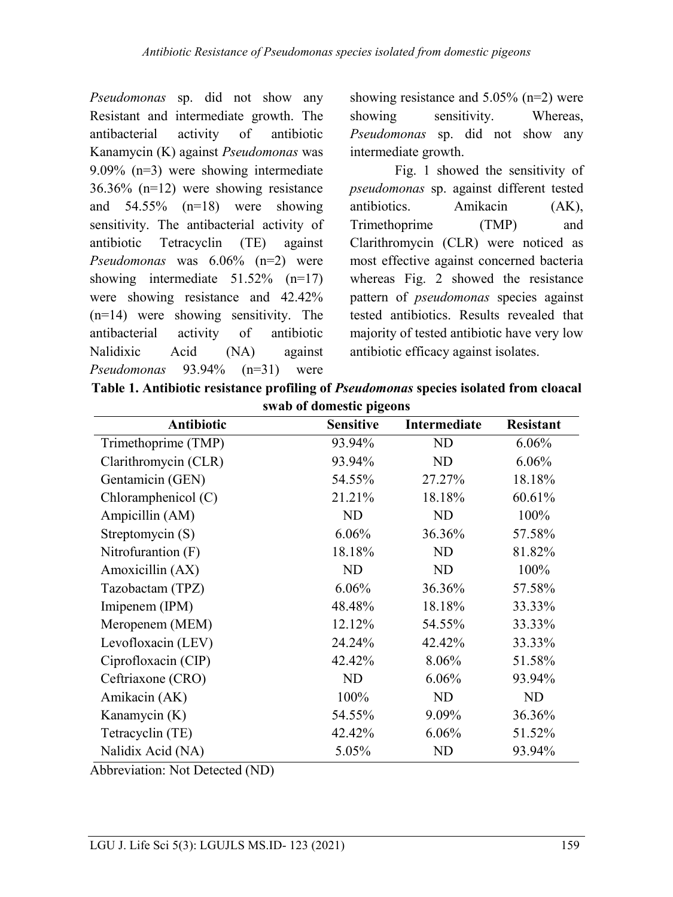*Pseudomonas* sp. did not show any Resistant and intermediate growth. The antibacterial activity of antibiotic Kanamycin (K) against *Pseudomonas* was 9.09% (n=3) were showing intermediate 36.36% (n=12) were showing resistance and 54.55% (n=18) were showing sensitivity. The antibacterial activity of antibiotic Tetracyclin (TE) against *Pseudomonas* was 6.06% (n=2) were showing intermediate 51.52% (n=17) were showing resistance and 42.42% (n=14) were showing sensitivity. The antibacterial activity of antibiotic Nalidixic Acid (NA) against *Pseudomonas* 93.94% (n=31) were showing resistance and 5.05% (n=2) were showing sensitivity. Whereas, *Pseudomonas* sp. did not show any intermediate growth.

Fig. 1 showed the sensitivity of *pseudomonas* sp. against different tested antibiotics. Amikacin (AK), Trimethoprime (TMP) and Clarithromycin (CLR) were noticed as most effective against concerned bacteria whereas Fig. 2 showed the resistance pattern of *pseudomonas* species against tested antibiotics. Results revealed that majority of tested antibiotic have very low antibiotic efficacy against isolates.

**Table 1. Antibiotic resistance profiling of *Pseudomonas* species isolated from cloacal swab of domestic pigeons**

| Antibiotic | Sensitive | Intermediate | Resistant |
|---|---|---|---|
| Trimethoprime (TMP) | 93.94% | ND | 6.06% |
| Clarithromycin (CLR) | 93.94% | ND | 6.06% |
| Gentamicin (GEN) | 54.55% | 27.27% | 18.18% |
| Chloramphenicol (C) | 21.21% | 18.18% | 60.61% |
| Ampicillin (AM) | ND | ND | 100% |
| Streptomycin (S) | 6.06% | 36.36% | 57.58% |
| Nitrofurantion (F) | 18.18% | ND | 81.82% |
| Amoxicillin (AX) | ND | ND | 100% |
| Tazobactam (TPZ) | 6.06% | 36.36% | 57.58% |
| Imipenem (IPM) | 48.48% | 18.18% | 33.33% |
| Meropenem (MEM) | 12.12% | 54.55% | 33.33% |
| Levofloxacin (LEV) | 24.24% | 42.42% | 33.33% |
| Ciprofloxacin (CIP) | 42.42% | 8.06% | 51.58% |
| Ceftriaxone (CRO) | ND | 6.06% | 93.94% |
| Amikacin (AK) | 100% | ND | ND |
| Kanamycin (K) | 54.55% | 9.09% | 36.36% |
| Tetracyclin (TE) | 42.42% | 6.06% | 51.52% |
| Nalidix Acid (NA) | 5.05% | ND | 93.94% |

Abbreviation: Not Detected (ND)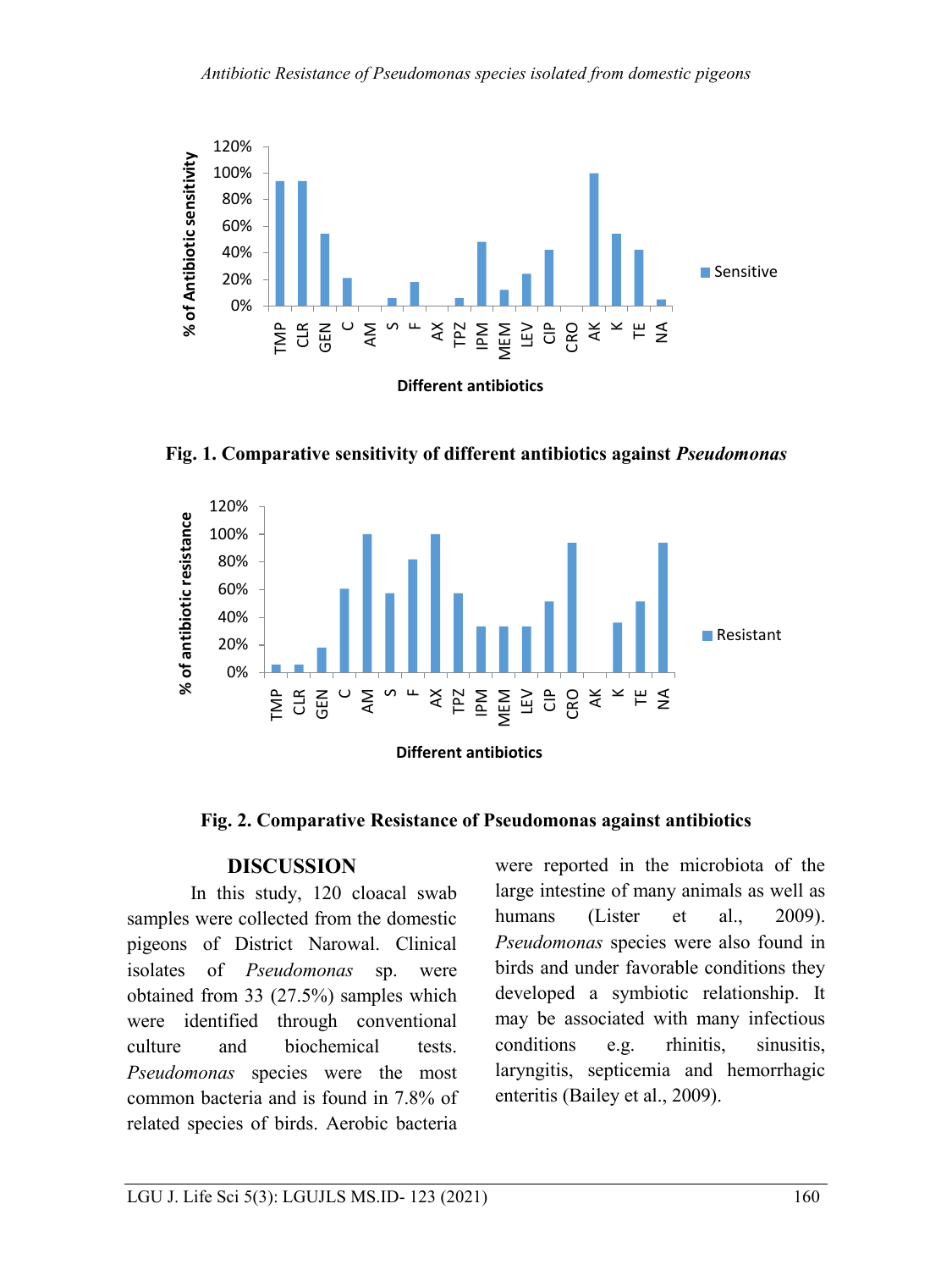**Fig. 1. Comparative sensitivity of different antibiotics against *Pseudomonas***

**Fig. 2. Comparative Resistance of Pseudomonas against antibiotics**

## DISCUSSION

In this study, 120 cloacal swab samples were collected from the domestic pigeons of District Narowal. Clinical isolates of *Pseudomonas* sp. were obtained from 33 (27.5%) samples which were identified through conventional culture and biochemical tests. *Pseudomonas* species were the most common bacteria and is found in 7.8% of related species of birds. Aerobic bacteria were reported in the microbiota of the large intestine of many animals as well as humans (Lister et al., 2009). *Pseudomonas* species were also found in birds and under favorable conditions they developed a symbiotic relationship. It may be associated with many infectious conditions e.g. rhinitis, sinusitis, laryngitis, septicemia and hemorrhagic enteritis (Bailey et al., 2009).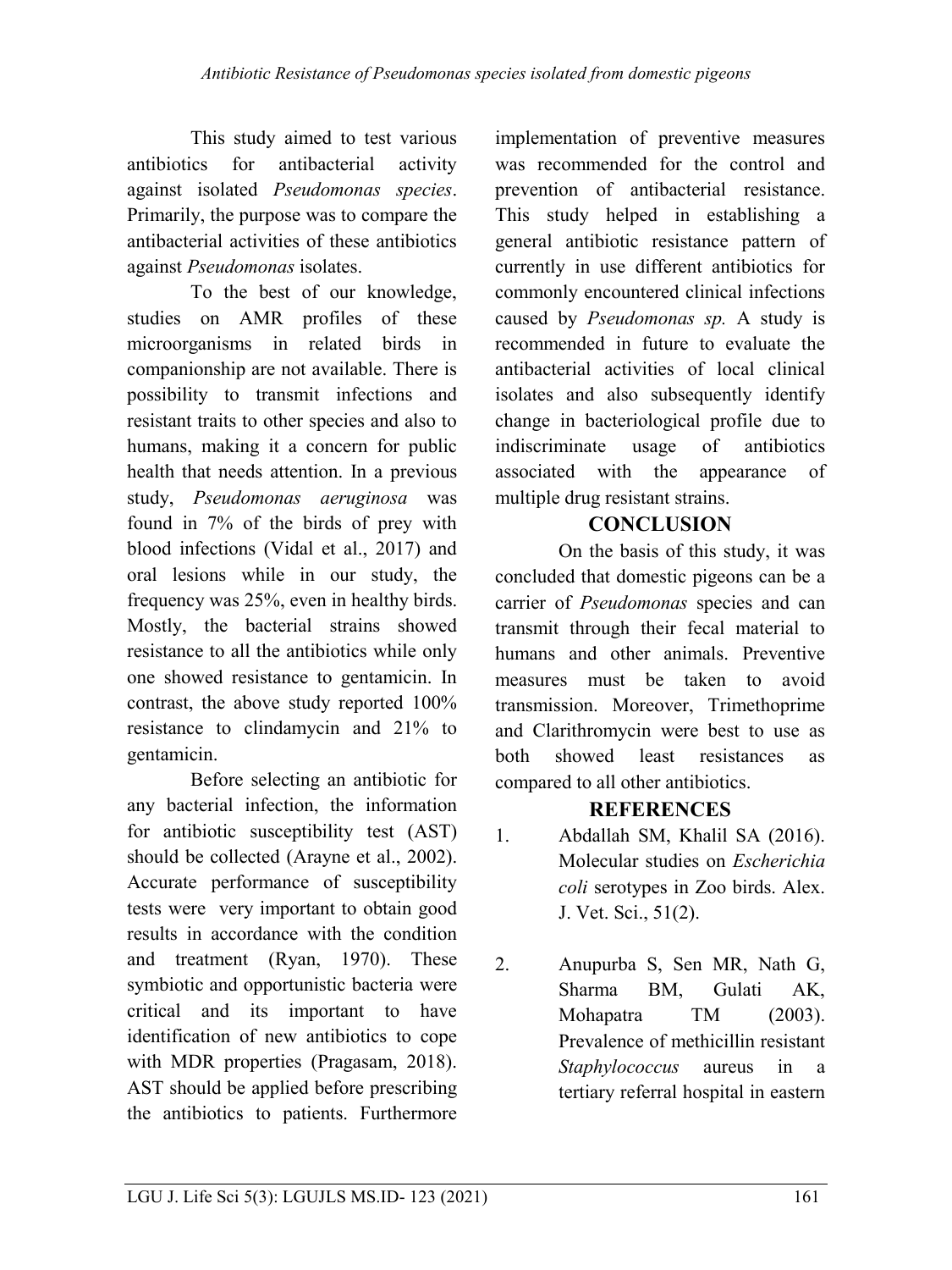This study aimed to test various antibiotics for antibacterial activity against isolated *Pseudomonas species*. Primarily, the purpose was to compare the antibacterial activities of these antibiotics against *Pseudomonas* isolates.

To the best of our knowledge, studies on AMR profiles of these microorganisms in related birds in companionship are not available. There is possibility to transmit infections and resistant traits to other species and also to humans, making it a concern for public health that needs attention. In a previous study, *Pseudomonas aeruginosa* was found in 7% of the birds of prey with blood infections (Vidal et al., 2017) and oral lesions while in our study, the frequency was 25%, even in healthy birds. Mostly, the bacterial strains showed resistance to all the antibiotics while only one showed resistance to gentamicin. In contrast, the above study reported 100% resistance to clindamycin and 21% to gentamicin.

Before selecting an antibiotic for any bacterial infection, the information for antibiotic susceptibility test (AST) should be collected (Arayne et al., 2002). Accurate performance of susceptibility tests were very important to obtain good results in accordance with the condition and treatment (Ryan, 1970). These symbiotic and opportunistic bacteria were critical and its important to have identification of new antibiotics to cope with MDR properties (Pragasam, 2018). AST should be applied before prescribing the antibiotics to patients. Furthermore implementation of preventive measures was recommended for the control and prevention of antibacterial resistance. This study helped in establishing a general antibiotic resistance pattern of currently in use different antibiotics for commonly encountered clinical infections caused by *Pseudomonas sp.* A study is recommended in future to evaluate the antibacterial activities of local clinical isolates and also subsequently identify change in bacteriological profile due to indiscriminate usage of antibiotics associated with the appearance of multiple drug resistant strains.

## CONCLUSION

On the basis of this study, it was concluded that domestic pigeons can be a carrier of *Pseudomonas* species and can transmit through their fecal material to humans and other animals. Preventive measures must be taken to avoid transmission. Moreover, Trimethoprime and Clarithromycin were best to use as both showed least resistances as compared to all other antibiotics.

## REFERENCES

1. Abdallah SM, Khalil SA (2016). Molecular studies on *Escherichia coli* serotypes in Zoo birds. Alex. J. Vet. Sci., 51(2).

2. Anupurba S, Sen MR, Nath G, Sharma BM, Gulati AK, Mohapatra TM (2003). Prevalence of methicillin resistant *Staphylococcus* aureus in a tertiary referral hospital in eastern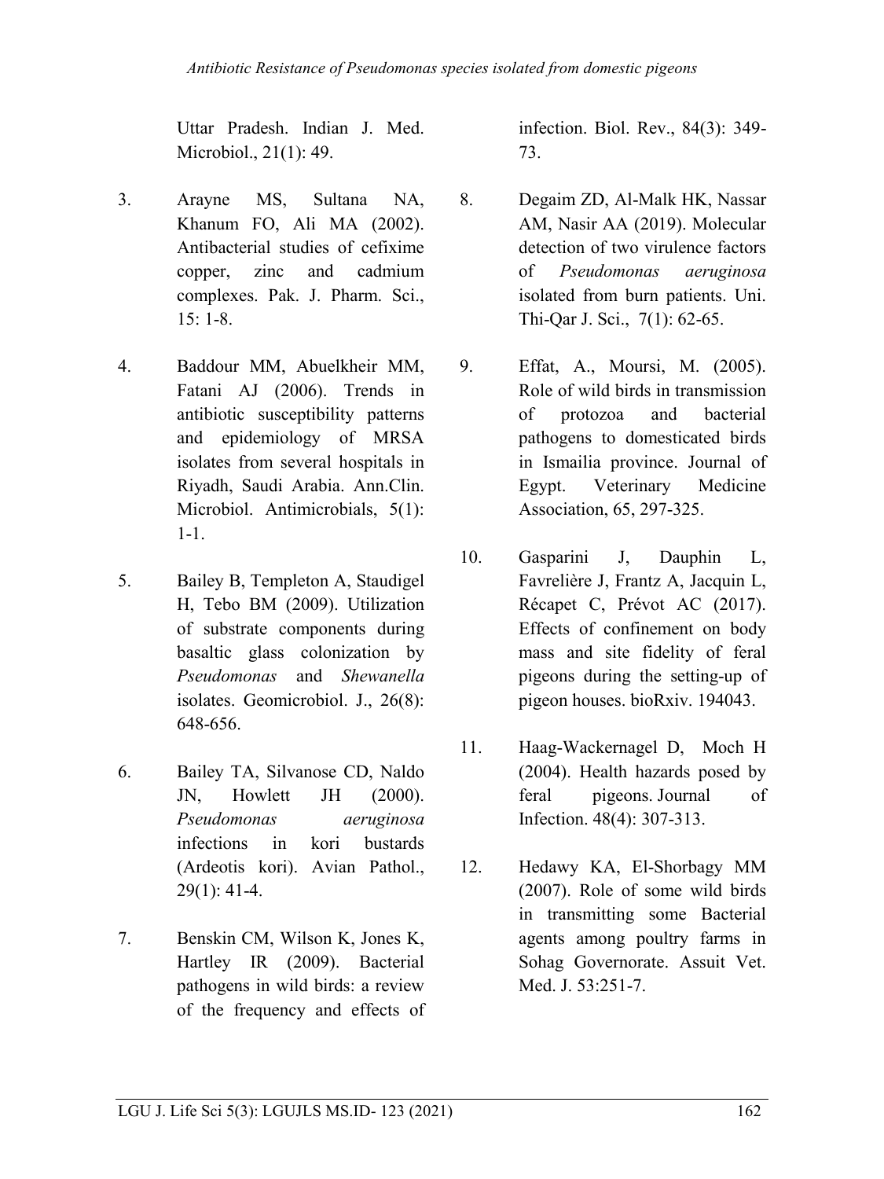Uttar Pradesh. Indian J. Med. Microbiol., 21(1): 49.

3. Arayne MS, Sultana NA, Khanum FO, Ali MA (2002). Antibacterial studies of cefixime copper, zinc and cadmium complexes. Pak. J. Pharm. Sci., 15: 1-8.

4. Baddour MM, Abuelkheir MM, Fatani AJ (2006). Trends in antibiotic susceptibility patterns and epidemiology of MRSA isolates from several hospitals in Riyadh, Saudi Arabia. Ann.Clin. Microbiol. Antimicrobials, 5(1): 1-1.

5. Bailey B, Templeton A, Staudigel H, Tebo BM (2009). Utilization of substrate components during basaltic glass colonization by *Pseudomonas* and *Shewanella* isolates. Geomicrobiol. J., 26(8): 648-656.

6. Bailey TA, Silvanose CD, Naldo JN, Howlett JH (2000). *Pseudomonas aeruginosa* infections in kori bustards (Ardeotis kori). Avian Pathol., 29(1): 41-4.

7. Benskin CM, Wilson K, Jones K, Hartley IR (2009). Bacterial pathogens in wild birds: a review of the frequency and effects of infection. Biol. Rev., 84(3): 349-73.

8. Degaim ZD, Al-Malk HK, Nassar AM, Nasir AA (2019). Molecular detection of two virulence factors of *Pseudomonas aeruginosa* isolated from burn patients. Uni. Thi-Qar J. Sci., 7(1): 62-65.

9. Effat, A., Moursi, M. (2005). Role of wild birds in transmission of protozoa and bacterial pathogens to domesticated birds in Ismailia province. Journal of Egypt. Veterinary Medicine Association, 65, 297-325.

10. Gasparini J, Dauphin L, Favrelière J, Frantz A, Jacquin L, Récapet C, Prévot AC (2017). Effects of confinement on body mass and site fidelity of feral pigeons during the setting-up of pigeon houses. bioRxiv. 194043.

11. Haag-Wackernagel D, Moch H (2004). Health hazards posed by feral pigeons. Journal of Infection. 48(4): 307-313.

12. Hedawy KA, El-Shorbagy MM (2007). Role of some wild birds in transmitting some Bacterial agents among poultry farms in Sohag Governorate. Assuit Vet. Med. J. 53:251-7.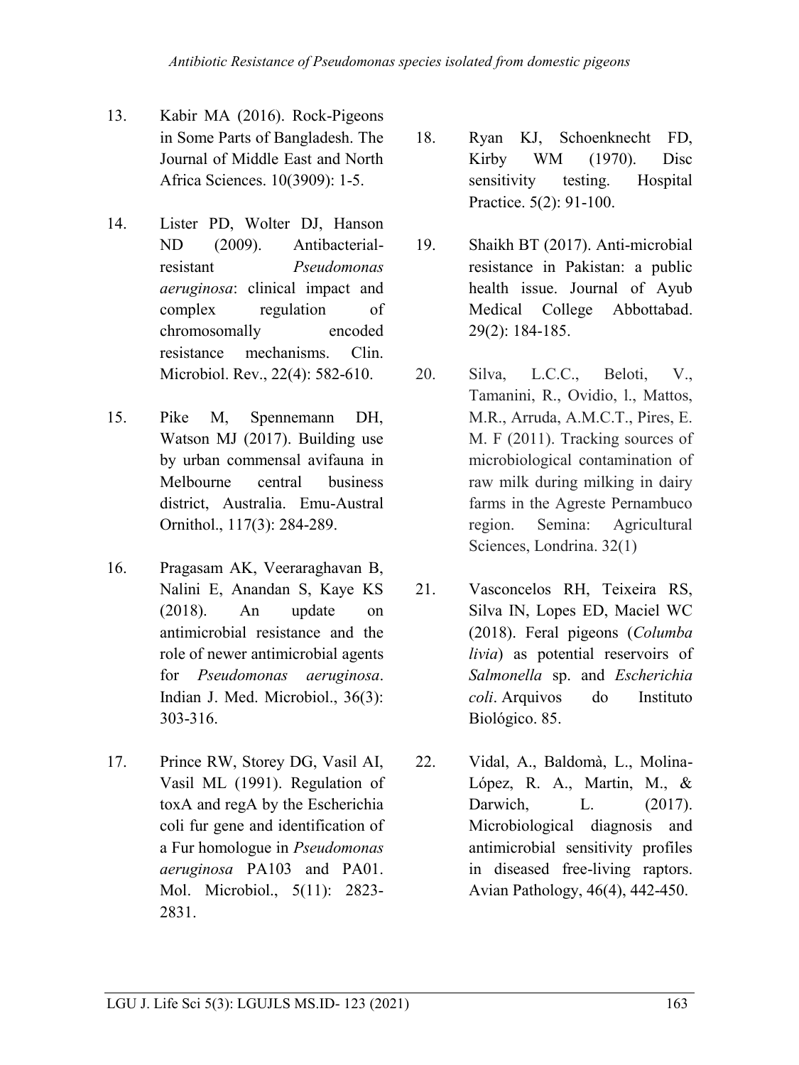13. Kabir MA (2016). Rock-Pigeons in Some Parts of Bangladesh. The Journal of Middle East and North Africa Sciences. 10(3909): 1-5.

14. Lister PD, Wolter DJ, Hanson ND (2009). Antibacterial-resistant *Pseudomonas aeruginosa*: clinical impact and complex regulation of chromosomally encoded resistance mechanisms. Clin. Microbiol. Rev., 22(4): 582-610.

15. Pike M, Spennemann DH, Watson MJ (2017). Building use by urban commensal avifauna in Melbourne central business district, Australia. Emu-Austral Ornithol., 117(3): 284-289.

16. Pragasam AK, Veeraraghavan B, Nalini E, Anandan S, Kaye KS (2018). An update on antimicrobial resistance and the role of newer antimicrobial agents for *Pseudomonas aeruginosa*. Indian J. Med. Microbiol., 36(3): 303-316.

17. Prince RW, Storey DG, Vasil AI, Vasil ML (1991). Regulation of toxA and regA by the Escherichia coli fur gene and identification of a Fur homologue in *Pseudomonas aeruginosa* PA103 and PA01. Mol. Microbiol., 5(11): 2823-2831.

18. Ryan KJ, Schoenknecht FD, Kirby WM (1970). Disc sensitivity testing. Hospital Practice. 5(2): 91-100.

19. Shaikh BT (2017). Anti-microbial resistance in Pakistan: a public health issue. Journal of Ayub Medical College Abbottabad. 29(2): 184-185.

20. Silva, L.C.C., Beloti, V., Tamanini, R., Ovidio, l., Mattos, M.R., Arruda, A.M.C.T., Pires, E. M. F (2011). Tracking sources of microbiological contamination of raw milk during milking in dairy farms in the Agreste Pernambuco region. Semina: Agricultural Sciences, Londrina. 32(1)

21. Vasconcelos RH, Teixeira RS, Silva IN, Lopes ED, Maciel WC (2018). Feral pigeons (*Columba livia*) as potential reservoirs of *Salmonella* sp. and *Escherichia coli*. Arquivos do Instituto Biológico. 85.

22. Vidal, A., Baldomà, L., Molina-López, R. A., Martin, M., & Darwich, L. (2017). Microbiological diagnosis and antimicrobial sensitivity profiles in diseased free-living raptors. Avian Pathology, 46(4), 442-450.